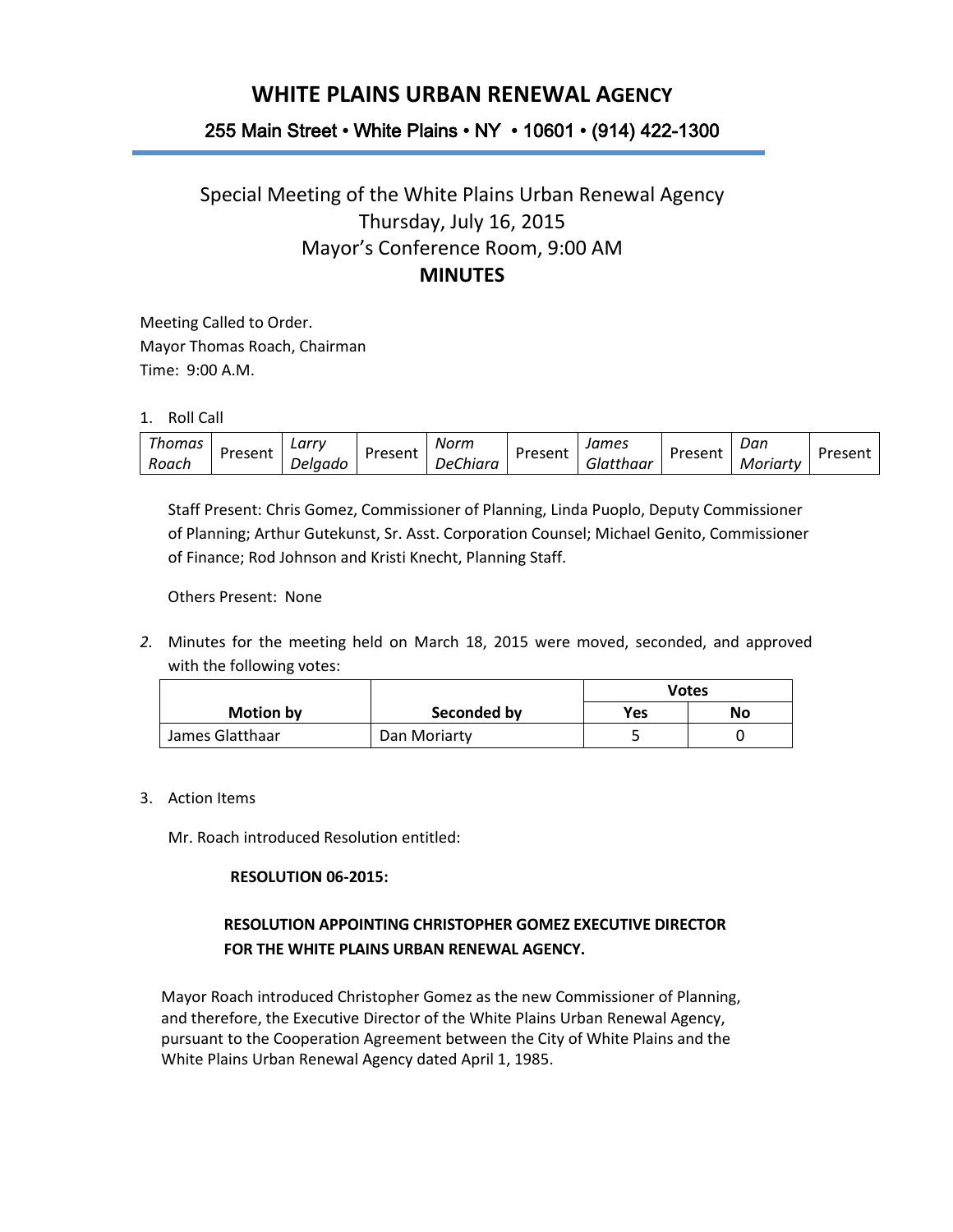# WHITE PLAINS URBAN RENEWAL AGENCY

255 Main Street • White Plains • NY • 10601 • (914) 422-1300

## Special Meeting of the White Plains Urban Renewal Agency
## Thursday, July 16, 2015
## Mayor's Conference Room, 9:00 AM
## MINUTES

Meeting Called to Order.
Mayor Thomas Roach, Chairman
Time: 9:00 A.M.

1. Roll Call

| *Thomas Roach* | Present | *Larry Delgado* | Present | *Norm DeChiara* | Present | *James Glatthaar* | Present | *Dan Moriarty* | Present |
|---|---|---|---|---|---|---|---|---|---|

Staff Present: Chris Gomez, Commissioner of Planning, Linda Puoplo, Deputy Commissioner of Planning; Arthur Gutekunst, Sr. Asst. Corporation Counsel; Michael Genito, Commissioner of Finance; Rod Johnson and Kristi Knecht, Planning Staff.

Others Present: None

2. Minutes for the meeting held on March 18, 2015 were moved, seconded, and approved with the following votes:

| Motion by | Seconded by | Votes | |
|---|---|---|---|
| | | **Yes** | **No** |
| James Glatthaar | Dan Moriarty | 5 | 0 |

3. Action Items

Mr. Roach introduced Resolution entitled:

**RESOLUTION 06-2015:**

**RESOLUTION APPOINTING CHRISTOPHER GOMEZ EXECUTIVE DIRECTOR FOR THE WHITE PLAINS URBAN RENEWAL AGENCY.**

Mayor Roach introduced Christopher Gomez as the new Commissioner of Planning, and therefore, the Executive Director of the White Plains Urban Renewal Agency, pursuant to the Cooperation Agreement between the City of White Plains and the White Plains Urban Renewal Agency dated April 1, 1985.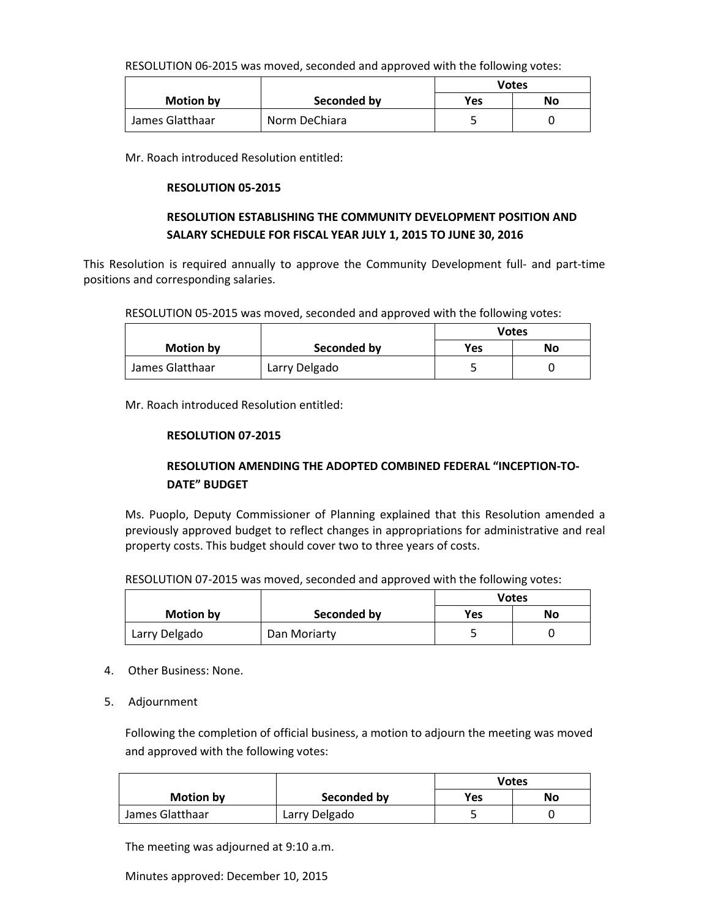RESOLUTION 06-2015 was moved, seconded and approved with the following votes:

| Motion by | Seconded by | Votes | |
|---|---|---|---|
| | | Yes | No |
| James Glatthaar | Norm DeChiara | 5 | 0 |

Mr. Roach introduced Resolution entitled:

**RESOLUTION 05-2015**

**RESOLUTION ESTABLISHING THE COMMUNITY DEVELOPMENT POSITION AND SALARY SCHEDULE FOR FISCAL YEAR JULY 1, 2015 TO JUNE 30, 2016**

This Resolution is required annually to approve the Community Development full- and part-time positions and corresponding salaries.

RESOLUTION 05-2015 was moved, seconded and approved with the following votes:

| Motion by | Seconded by | Votes | |
|---|---|---|---|
| | | Yes | No |
| James Glatthaar | Larry Delgado | 5 | 0 |

Mr. Roach introduced Resolution entitled:

**RESOLUTION 07-2015**

**RESOLUTION AMENDING THE ADOPTED COMBINED FEDERAL "INCEPTION-TO-DATE" BUDGET**

Ms. Puoplo, Deputy Commissioner of Planning explained that this Resolution amended a previously approved budget to reflect changes in appropriations for administrative and real property costs. This budget should cover two to three years of costs.

RESOLUTION 07-2015 was moved, seconded and approved with the following votes:

| Motion by | Seconded by | Votes | |
|---|---|---|---|
| | | Yes | No |
| Larry Delgado | Dan Moriarty | 5 | 0 |

4. Other Business: None.

5. Adjournment

   Following the completion of official business, a motion to adjourn the meeting was moved and approved with the following votes:

| Motion by | Seconded by | Votes | |
|---|---|---|---|
| | | Yes | No |
| James Glatthaar | Larry Delgado | 5 | 0 |

The meeting was adjourned at 9:10 a.m.

Minutes approved: December 10, 2015